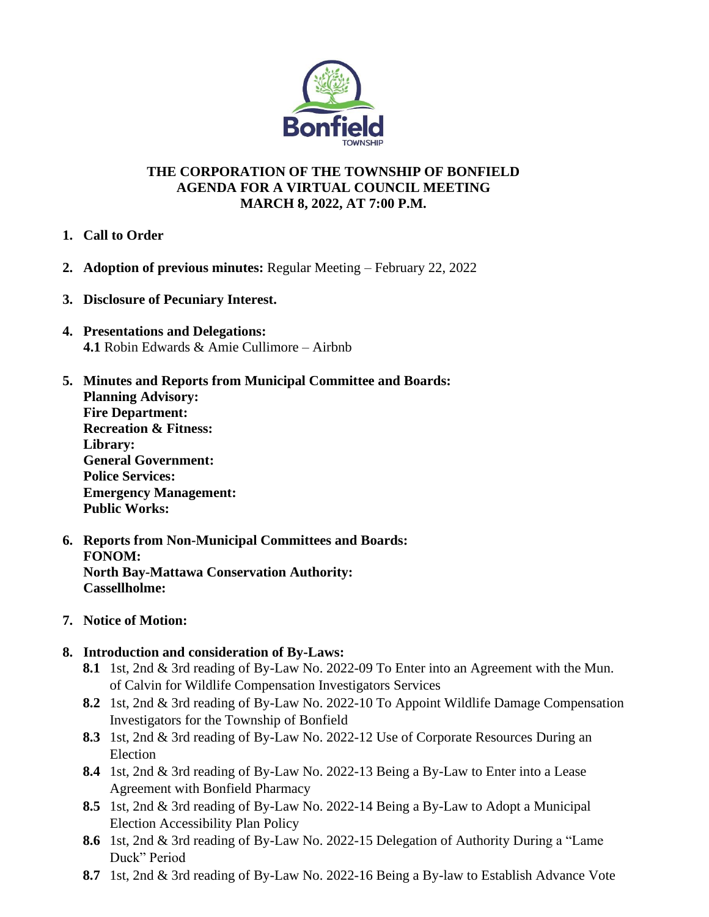**THE CORPORATION OF THE TOWNSHIP OF BONFIELD**
**AGENDA FOR A VIRTUAL COUNCIL MEETING**
**MARCH 8, 2022, AT 7:00 P.M.**

1. **Call to Order**

2. **Adoption of previous minutes:** Regular Meeting – February 22, 2022

3. **Disclosure of Pecuniary Interest.**

4. **Presentations and Delegations:**
   **4.1** Robin Edwards & Amie Cullimore – Airbnb

5. **Minutes and Reports from Municipal Committee and Boards:**
   **Planning Advisory:**
   **Fire Department:**
   **Recreation & Fitness:**
   **Library:**
   **General Government:**
   **Police Services:**
   **Emergency Management:**
   **Public Works:**

6. **Reports from Non-Municipal Committees and Boards:**
   **FONOM:**
   **North Bay-Mattawa Conservation Authority:**
   **Cassellholme:**

7. **Notice of Motion:**

8. **Introduction and consideration of By-Laws:**
   - **8.1** 1st, 2nd & 3rd reading of By-Law No. 2022-09 To Enter into an Agreement with the Mun. of Calvin for Wildlife Compensation Investigators Services
   - **8.2** 1st, 2nd & 3rd reading of By-Law No. 2022-10 To Appoint Wildlife Damage Compensation Investigators for the Township of Bonfield
   - **8.3** 1st, 2nd & 3rd reading of By-Law No. 2022-12 Use of Corporate Resources During an Election
   - **8.4** 1st, 2nd & 3rd reading of By-Law No. 2022-13 Being a By-Law to Enter into a Lease Agreement with Bonfield Pharmacy
   - **8.5** 1st, 2nd & 3rd reading of By-Law No. 2022-14 Being a By-Law to Adopt a Municipal Election Accessibility Plan Policy
   - **8.6** 1st, 2nd & 3rd reading of By-Law No. 2022-15 Delegation of Authority During a "Lame Duck" Period
   - **8.7** 1st, 2nd & 3rd reading of By-Law No. 2022-16 Being a By-law to Establish Advance Vote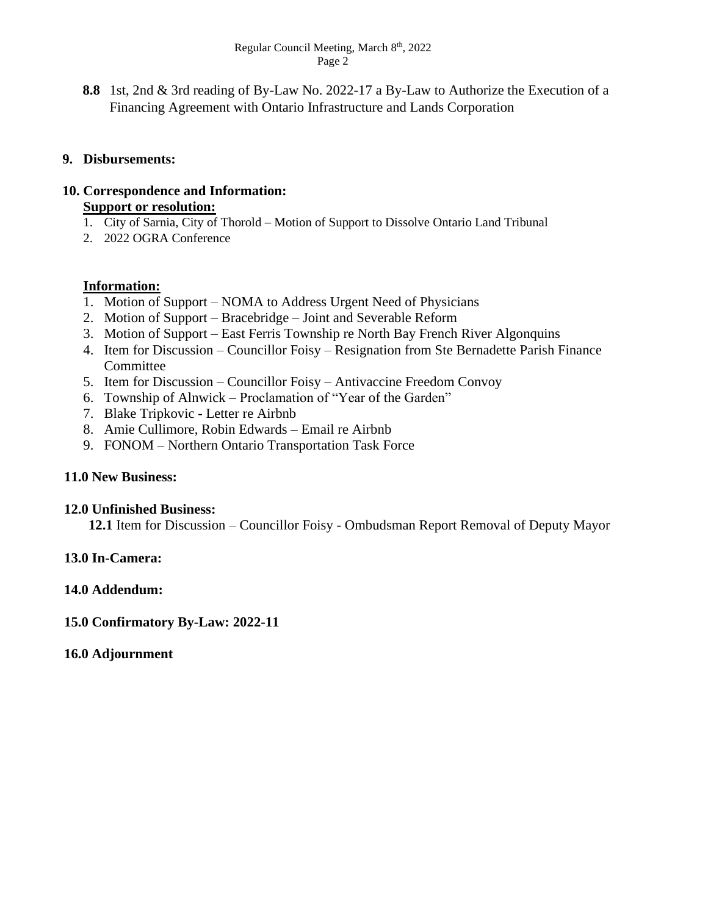**8.8** 1st, 2nd & 3rd reading of By-Law No. 2022-17 a By-Law to Authorize the Execution of a Financing Agreement with Ontario Infrastructure and Lands Corporation

**9. Disbursements:**

**10. Correspondence and Information:**

**Support or resolution:**

1. City of Sarnia, City of Thorold – Motion of Support to Dissolve Ontario Land Tribunal
2. 2022 OGRA Conference

**Information:**

1. Motion of Support – NOMA to Address Urgent Need of Physicians
2. Motion of Support – Bracebridge – Joint and Severable Reform
3. Motion of Support – East Ferris Township re North Bay French River Algonquins
4. Item for Discussion – Councillor Foisy – Resignation from Ste Bernadette Parish Finance Committee
5. Item for Discussion – Councillor Foisy – Antivaccine Freedom Convoy
6. Township of Alnwick – Proclamation of "Year of the Garden"
7. Blake Tripkovic - Letter re Airbnb
8. Amie Cullimore, Robin Edwards – Email re Airbnb
9. FONOM – Northern Ontario Transportation Task Force

**11.0 New Business:**

**12.0 Unfinished Business:**

**12.1** Item for Discussion – Councillor Foisy - Ombudsman Report Removal of Deputy Mayor

**13.0 In-Camera:**

**14.0 Addendum:**

**15.0 Confirmatory By-Law: 2022-11**

**16.0 Adjournment**